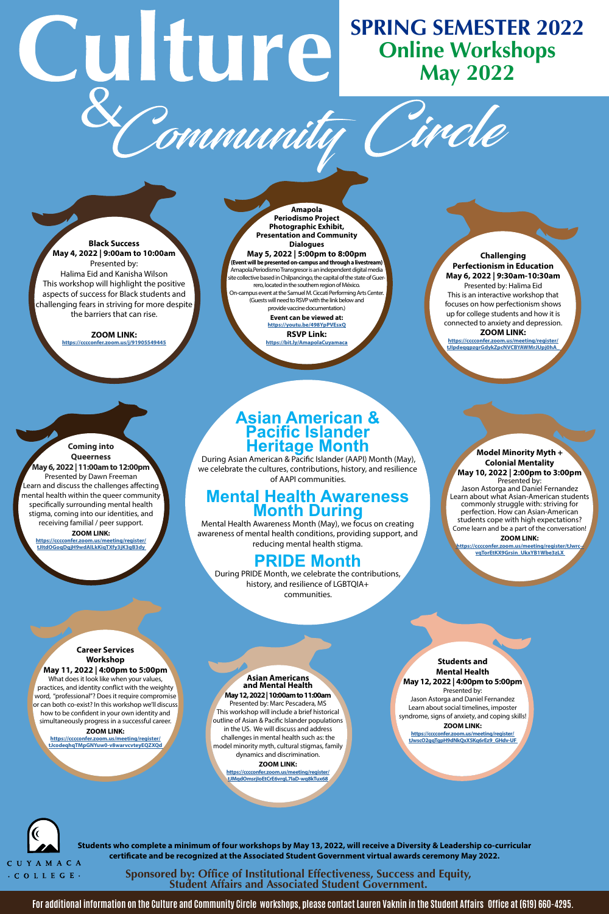# Culture & Community Circle

## SPRING SEMESTER 2022
## Online Workshops
## May 2022

### Black Success
**May 4, 2022 | 9:00am to 10:00am**

Presented by:
Halima Eid and Kanisha Wilson

This workshop will highlight the positive aspects of success for Black students and challenging fears in striving for more despite the barriers that can rise.

**ZOOM LINK:**
https://cccconfer.zoom.us/j/91905549445

### Amapola Periodismo Project Photographic Exhibit, Presentation and Community Dialogues
**May 5, 2022 | 5:00pm to 8:00pm**

**(Event will be presented on-campus and through a livestream)**

Amapola.Periodismo Transgresor is an independent digital media site collective based in Chilpancingo, the capital of the state of Guerrero, located in the southern region of México.

On-campus event at the Samuel M. Ciccati Performing Arts Center. (Guests will need to RSVP with the link below and provide vaccine documentation.)

**Event can be viewed at:**
https://youtu.be/498YpPVEsxQ

**RSVP Link:**
https://bit.ly/AmapolaCuyamaca

### Challenging Perfectionism in Education
**May 6, 2022 | 9:30am-10:30am**

Presented by: Halima Eid

This is an interactive workshop that focuses on how perfectionism shows up for college students and how it is connected to anxiety and depression.

**ZOOM LINK:**
https://cccconfer.zoom.us/meeting/register/tJIpdeqqpzgrGdykZpcNVCBYAWMrJUpj0hA

### Coming into Queerness
**May 6, 2022 | 11:00am to 12:00pm**

Presented by Dawn Freeman

Learn and discuss the challenges affecting mental health within the queer community specifically surrounding mental health stigma, coming into our identities, and receiving familial / peer support.

**ZOOM LINK:**
https://cccconfer.zoom.us/meeting/register/tJItdOGoqDgjH9wdAILkKiqTXfy3jK3gB3dy

## Asian American & Pacific Islander Heritage Month

During Asian American & Pacific Islander (AAPI) Month (May), we celebrate the cultures, contributions, history, and resilience of AAPI communities.

## Mental Health Awareness Month During

Mental Health Awareness Month (May), we focus on creating awareness of mental health conditions, providing support, and reducing mental health stigma.

## PRIDE Month

During PRIDE Month, we celebrate the contributions, history, and resilience of LGBTQIA+ communities.

### Model Minority Myth + Colonial Mentality
**May 10, 2022 | 2:00pm to 3:00pm**

Presented by:
Jason Astorga and Daniel Fernandez

Learn about what Asian-American students commonly struggle with: striving for perfection. How can Asian-American students cope with high expectations? Come learn and be a part of the conversation!

**ZOOM LINK:**
https://cccconfer.zoom.us/meeting/register/tJwrc-vqTorEtKX9Grsin_UkxYB1Wbe3zLX

### Career Services Workshop
**May 11, 2022 | 4:00pm to 5:00pm**

What does it look like when your values, practices, and identity conflict with the weighty word, "professional"? Does it require compromise or can both co-exist? In this workshop we'll discuss how to be confident in your own identity and simultaneously progress in a successful career.

**ZOOM LINK:**
https://cccconfer.zoom.us/meeting/register/tJcodeqhqTMpGNYuw0-v8warvcvteyEQZXQd

### Asian Americans and Mental Health
**May 12, 2022 | 10:00am to 11:00am**

Presented by: Marc Pescadera, MS

This workshop will include a brief historical outline of Asian & Pacific Islander populations in the US. We will discuss and address challenges in mental health such as: the model minority myth, cultural stigmas, family dynamics and discrimination.

**ZOOM LINK:**
https://cccconfer.zoom.us/meeting/register/tJMqdOmsrjIoEtCrE6vrgL7IaD-wq8kTux68

### Students and Mental Health
**May 12, 2022 | 4:00pm to 5:00pm**

Presented by:
Jason Astorga and Daniel Fernandez

Learn about social timelines, imposter syndrome, signs of anxiety, and coping skills!

**ZOOM LINK:**
https://cccconfer.zoom.us/meeting/register/tJwscO2qqTqpH9dNkQxXSKq6rEz9_GHdv-UF

CUYAMACA · COLLEGE ·

**Students who complete a minimum of four workshops by May 13, 2022, will receive a Diversity & Leadership co-curricular certificate and be recognized at the Associated Student Government virtual awards ceremony May 2022.**

**Sponsored by: Office of Institutional Effectiveness, Success and Equity, Student Affairs and Associated Student Government.**

For additional information on the Culture and Community Circle workshops, please contact Lauren Vaknin in the Student Affairs Office at (619) 660-4295.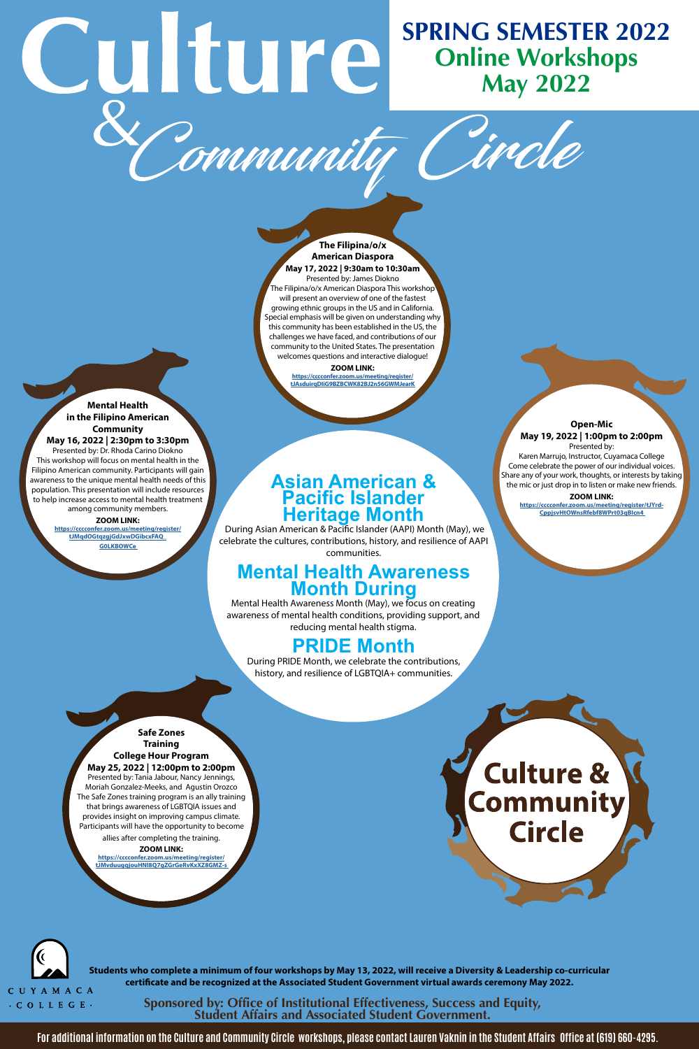# Culture & Community Circle

## SPRING SEMESTER 2022
## Online Workshops
## May 2022

### The Filipina/o/x American Diaspora

**May 17, 2022 | 9:30am to 10:30am**

Presented by: James Diokno

The Filipina/o/x American Diaspora This workshop will present an overview of one of the fastest growing ethnic groups in the US and in California. Special emphasis will be given on understanding why this community has been established in the US, the challenges we have faced, and contributions of our community to the United States. The presentation welcomes questions and interactive dialogue!

**ZOOM LINK:**
https://cccconfer.zoom.us/meeting/register/tJAsduirqDIiG9BZBCWK82BJ2n56GWMJearK

### Mental Health in the Filipino American Community

**May 16, 2022 | 2:30pm to 3:30pm**

Presented by: Dr. Rhoda Carino Diokno

This workshop will focus on mental health in the Filipino American community. Participants will gain awareness to the unique mental health needs of this population. This presentation will include resources to help increase access to mental health treatment among community members.

**ZOOM LINK:**
https://cccconfer.zoom.us/meeting/register/tJMqdOGtqzgjGdJxwDGibcxFAQ_G0LKBOWCe

### Open-Mic

**May 19, 2022 | 1:00pm to 2:00pm**

Presented by:
Karen Marrujo, Instructor, Cuyamaca College

Come celebrate the power of our individual voices. Share any of your work, thoughts, or interests by taking the mic or just drop in to listen or make new friends.

**ZOOM LINK:**
https://cccconfer.zoom.us/meeting/register/tJYrd-CppjsvHtOWnsRfebf8WPrt03qBIcn4

## Asian American & Pacific Islander Heritage Month

During Asian American & Pacific Islander (AAPI) Month (May), we celebrate the cultures, contributions, history, and resilience of AAPI communities.

## Mental Health Awareness Month During

Mental Health Awareness Month (May), we focus on creating awareness of mental health conditions, providing support, and reducing mental health stigma.

## PRIDE Month

During PRIDE Month, we celebrate the contributions, history, and resilience of LGBTQIA+ communities.

### Safe Zones Training College Hour Program

**May 25, 2022 | 12:00pm to 2:00pm**

Presented by: Tania Jabour, Nancy Jennings, Moriah Gonzalez-Meeks, and Agustin Orozco

The Safe Zones training program is an ally training that brings awareness of LGBTQIA issues and provides insight on improving campus climate. Participants will have the opportunity to become allies after completing the training.

**ZOOM LINK:**
https://cccconfer.zoom.us/meeting/register/tJMvduuqgjouHNI8Q7gZGrGeRvKxXZ8GMZ-s

## Culture & Community Circle

CUYAMACA COLLEGE

**Students who complete a minimum of four workshops by May 13, 2022, will receive a Diversity & Leadership co-curricular certificate and be recognized at the Associated Student Government virtual awards ceremony May 2022.**

**Sponsored by: Office of Institutional Effectiveness, Success and Equity, Student Affairs and Associated Student Government.**

For additional information on the Culture and Community Circle workshops, please contact Lauren Vaknin in the Student Affairs Office at (619) 660-4295.